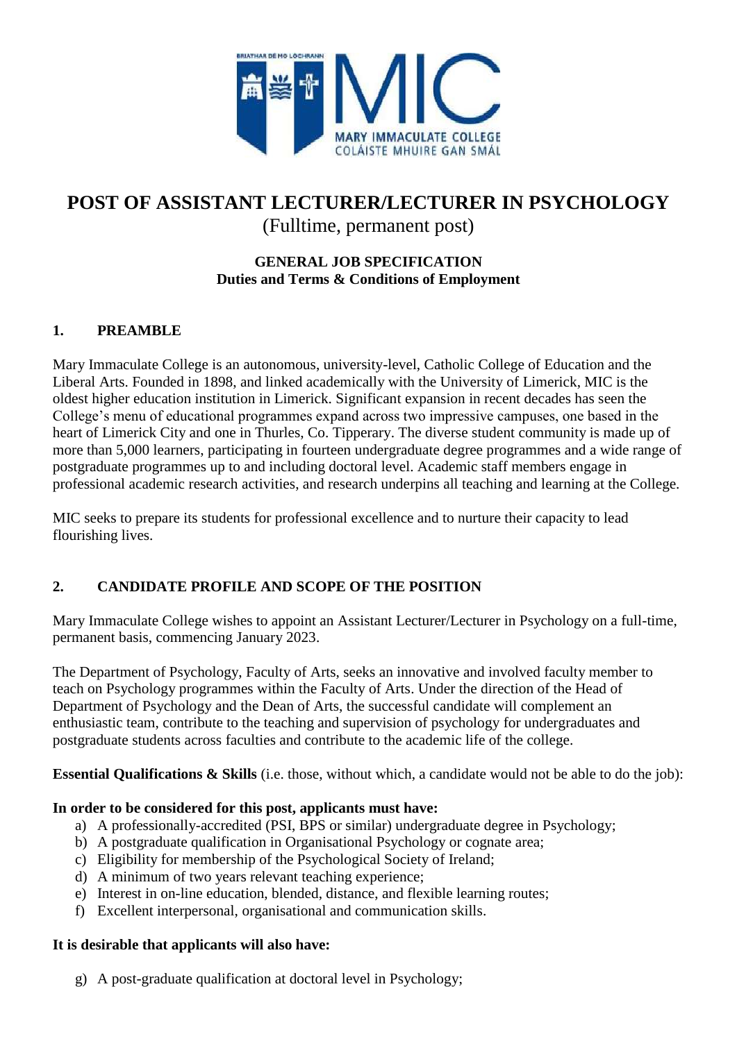# POST OF ASSISTANT LECTURER/LECTURER IN PSYCHOLOGY

(Fulltime, permanent post)

**GENERAL JOB SPECIFICATION**
**Duties and Terms & Conditions of Employment**

## 1. PREAMBLE

Mary Immaculate College is an autonomous, university-level, Catholic College of Education and the Liberal Arts. Founded in 1898, and linked academically with the University of Limerick, MIC is the oldest higher education institution in Limerick. Significant expansion in recent decades has seen the College's menu of educational programmes expand across two impressive campuses, one based in the heart of Limerick City and one in Thurles, Co. Tipperary. The diverse student community is made up of more than 5,000 learners, participating in fourteen undergraduate degree programmes and a wide range of postgraduate programmes up to and including doctoral level. Academic staff members engage in professional academic research activities, and research underpins all teaching and learning at the College.

MIC seeks to prepare its students for professional excellence and to nurture their capacity to lead flourishing lives.

## 2. CANDIDATE PROFILE AND SCOPE OF THE POSITION

Mary Immaculate College wishes to appoint an Assistant Lecturer/Lecturer in Psychology on a full-time, permanent basis, commencing January 2023.

The Department of Psychology, Faculty of Arts, seeks an innovative and involved faculty member to teach on Psychology programmes within the Faculty of Arts. Under the direction of the Head of Department of Psychology and the Dean of Arts, the successful candidate will complement an enthusiastic team, contribute to the teaching and supervision of psychology for undergraduates and postgraduate students across faculties and contribute to the academic life of the college.

**Essential Qualifications & Skills** (i.e. those, without which, a candidate would not be able to do the job):

**In order to be considered for this post, applicants must have:**

a) A professionally-accredited (PSI, BPS or similar) undergraduate degree in Psychology;
b) A postgraduate qualification in Organisational Psychology or cognate area;
c) Eligibility for membership of the Psychological Society of Ireland;
d) A minimum of two years relevant teaching experience;
e) Interest in on-line education, blended, distance, and flexible learning routes;
f) Excellent interpersonal, organisational and communication skills.

**It is desirable that applicants will also have:**

g) A post-graduate qualification at doctoral level in Psychology;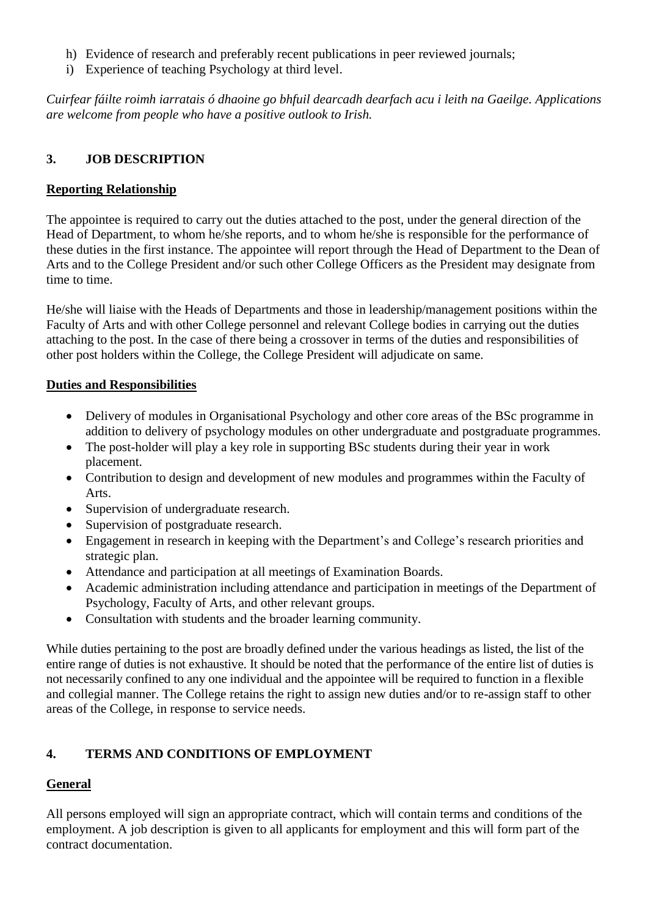h) Evidence of research and preferably recent publications in peer reviewed journals;
i) Experience of teaching Psychology at third level.

*Cuirfear fáilte roimh iarratais ó dhaoine go bhfuil dearcadh dearfach acu i leith na Gaeilge. Applications are welcome from people who have a positive outlook to Irish.*

## 3. JOB DESCRIPTION

### Reporting Relationship

The appointee is required to carry out the duties attached to the post, under the general direction of the Head of Department, to whom he/she reports, and to whom he/she is responsible for the performance of these duties in the first instance. The appointee will report through the Head of Department to the Dean of Arts and to the College President and/or such other College Officers as the President may designate from time to time.

He/she will liaise with the Heads of Departments and those in leadership/management positions within the Faculty of Arts and with other College personnel and relevant College bodies in carrying out the duties attaching to the post. In the case of there being a crossover in terms of the duties and responsibilities of other post holders within the College, the College President will adjudicate on same.

### Duties and Responsibilities

- Delivery of modules in Organisational Psychology and other core areas of the BSc programme in addition to delivery of psychology modules on other undergraduate and postgraduate programmes.
- The post-holder will play a key role in supporting BSc students during their year in work placement.
- Contribution to design and development of new modules and programmes within the Faculty of Arts.
- Supervision of undergraduate research.
- Supervision of postgraduate research.
- Engagement in research in keeping with the Department's and College's research priorities and strategic plan.
- Attendance and participation at all meetings of Examination Boards.
- Academic administration including attendance and participation in meetings of the Department of Psychology, Faculty of Arts, and other relevant groups.
- Consultation with students and the broader learning community.

While duties pertaining to the post are broadly defined under the various headings as listed, the list of the entire range of duties is not exhaustive. It should be noted that the performance of the entire list of duties is not necessarily confined to any one individual and the appointee will be required to function in a flexible and collegial manner. The College retains the right to assign new duties and/or to re-assign staff to other areas of the College, in response to service needs.

## 4. TERMS AND CONDITIONS OF EMPLOYMENT

### General

All persons employed will sign an appropriate contract, which will contain terms and conditions of the employment. A job description is given to all applicants for employment and this will form part of the contract documentation.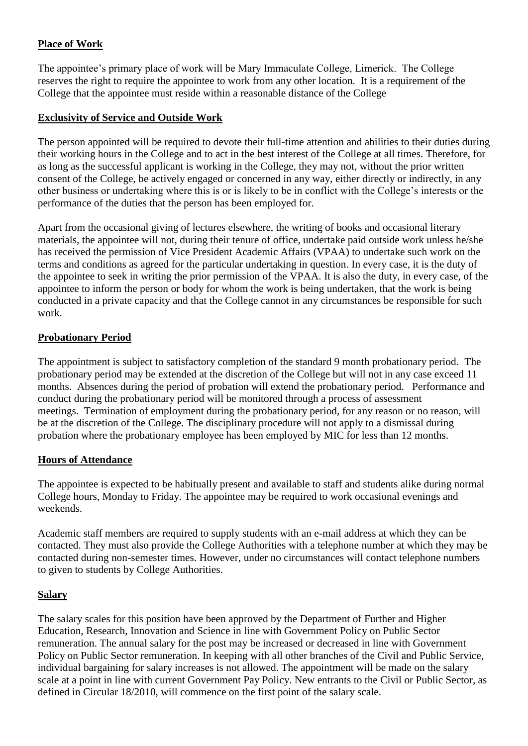## Place of Work

The appointee's primary place of work will be Mary Immaculate College, Limerick. The College reserves the right to require the appointee to work from any other location. It is a requirement of the College that the appointee must reside within a reasonable distance of the College

## Exclusivity of Service and Outside Work

The person appointed will be required to devote their full-time attention and abilities to their duties during their working hours in the College and to act in the best interest of the College at all times. Therefore, for as long as the successful applicant is working in the College, they may not, without the prior written consent of the College, be actively engaged or concerned in any way, either directly or indirectly, in any other business or undertaking where this is or is likely to be in conflict with the College's interests or the performance of the duties that the person has been employed for.

Apart from the occasional giving of lectures elsewhere, the writing of books and occasional literary materials, the appointee will not, during their tenure of office, undertake paid outside work unless he/she has received the permission of Vice President Academic Affairs (VPAA) to undertake such work on the terms and conditions as agreed for the particular undertaking in question. In every case, it is the duty of the appointee to seek in writing the prior permission of the VPAA. It is also the duty, in every case, of the appointee to inform the person or body for whom the work is being undertaken, that the work is being conducted in a private capacity and that the College cannot in any circumstances be responsible for such work.

## Probationary Period

The appointment is subject to satisfactory completion of the standard 9 month probationary period. The probationary period may be extended at the discretion of the College but will not in any case exceed 11 months. Absences during the period of probation will extend the probationary period. Performance and conduct during the probationary period will be monitored through a process of assessment meetings. Termination of employment during the probationary period, for any reason or no reason, will be at the discretion of the College. The disciplinary procedure will not apply to a dismissal during probation where the probationary employee has been employed by MIC for less than 12 months.

## Hours of Attendance

The appointee is expected to be habitually present and available to staff and students alike during normal College hours, Monday to Friday. The appointee may be required to work occasional evenings and weekends.

Academic staff members are required to supply students with an e-mail address at which they can be contacted. They must also provide the College Authorities with a telephone number at which they may be contacted during non-semester times. However, under no circumstances will contact telephone numbers to given to students by College Authorities.

## Salary

The salary scales for this position have been approved by the Department of Further and Higher Education, Research, Innovation and Science in line with Government Policy on Public Sector remuneration. The annual salary for the post may be increased or decreased in line with Government Policy on Public Sector remuneration. In keeping with all other branches of the Civil and Public Service, individual bargaining for salary increases is not allowed. The appointment will be made on the salary scale at a point in line with current Government Pay Policy. New entrants to the Civil or Public Sector, as defined in Circular 18/2010, will commence on the first point of the salary scale.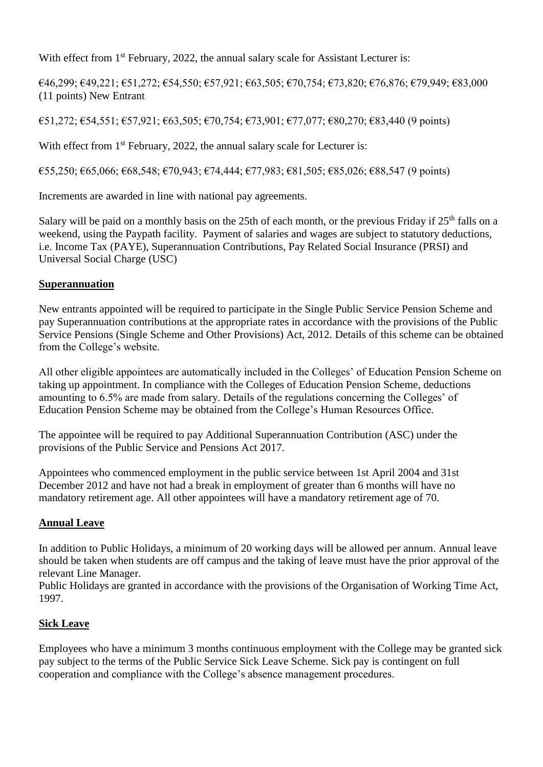With effect from 1st February, 2022, the annual salary scale for Assistant Lecturer is:

€46,299; €49,221; €51,272; €54,550; €57,921; €63,505; €70,754; €73,820; €76,876; €79,949; €83,000 (11 points) New Entrant

€51,272; €54,551; €57,921; €63,505; €70,754; €73,901; €77,077; €80,270; €83,440 (9 points)

With effect from 1st February, 2022, the annual salary scale for Lecturer is:

€55,250; €65,066; €68,548; €70,943; €74,444; €77,983; €81,505; €85,026; €88,547 (9 points)

Increments are awarded in line with national pay agreements.

Salary will be paid on a monthly basis on the 25th of each month, or the previous Friday if 25th falls on a weekend, using the Paypath facility. Payment of salaries and wages are subject to statutory deductions, i.e. Income Tax (PAYE), Superannuation Contributions, Pay Related Social Insurance (PRSI) and Universal Social Charge (USC)

**Superannuation**

New entrants appointed will be required to participate in the Single Public Service Pension Scheme and pay Superannuation contributions at the appropriate rates in accordance with the provisions of the Public Service Pensions (Single Scheme and Other Provisions) Act, 2012. Details of this scheme can be obtained from the College's website.

All other eligible appointees are automatically included in the Colleges' of Education Pension Scheme on taking up appointment. In compliance with the Colleges of Education Pension Scheme, deductions amounting to 6.5% are made from salary. Details of the regulations concerning the Colleges' of Education Pension Scheme may be obtained from the College's Human Resources Office.

The appointee will be required to pay Additional Superannuation Contribution (ASC) under the provisions of the Public Service and Pensions Act 2017.

Appointees who commenced employment in the public service between 1st April 2004 and 31st December 2012 and have not had a break in employment of greater than 6 months will have no mandatory retirement age. All other appointees will have a mandatory retirement age of 70.

**Annual Leave**

In addition to Public Holidays, a minimum of 20 working days will be allowed per annum. Annual leave should be taken when students are off campus and the taking of leave must have the prior approval of the relevant Line Manager.
Public Holidays are granted in accordance with the provisions of the Organisation of Working Time Act, 1997.

**Sick Leave**

Employees who have a minimum 3 months continuous employment with the College may be granted sick pay subject to the terms of the Public Service Sick Leave Scheme. Sick pay is contingent on full cooperation and compliance with the College's absence management procedures.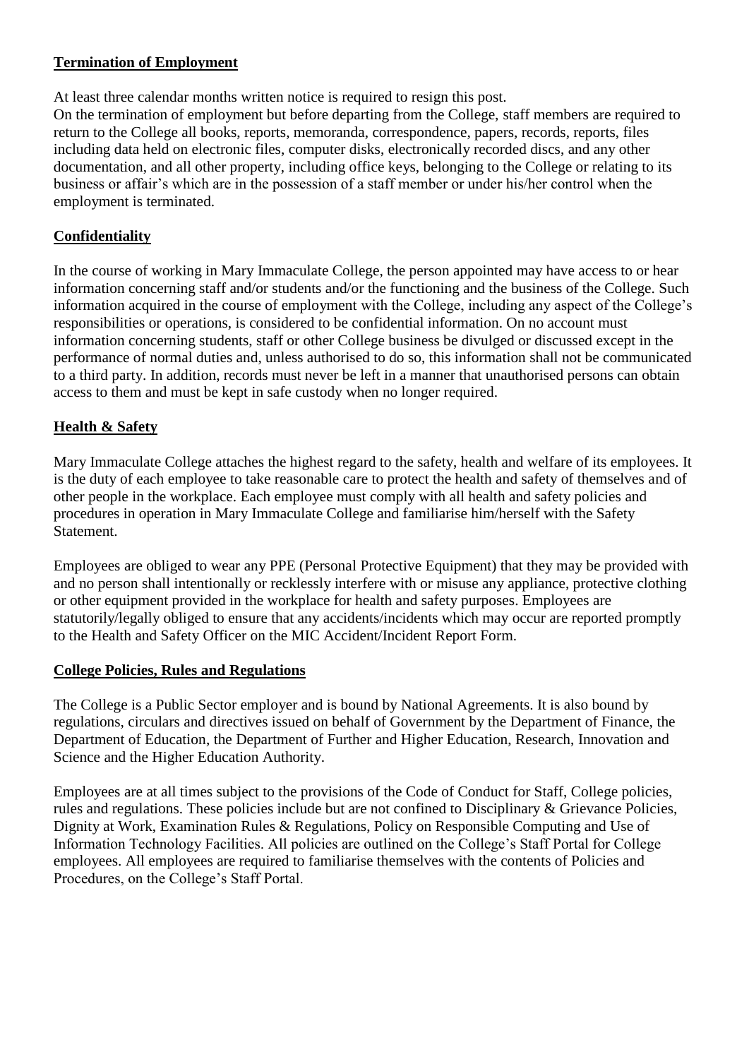**Termination of Employment**

At least three calendar months written notice is required to resign this post.
On the termination of employment but before departing from the College, staff members are required to return to the College all books, reports, memoranda, correspondence, papers, records, reports, files including data held on electronic files, computer disks, electronically recorded discs, and any other documentation, and all other property, including office keys, belonging to the College or relating to its business or affair's which are in the possession of a staff member or under his/her control when the employment is terminated.

**Confidentiality**

In the course of working in Mary Immaculate College, the person appointed may have access to or hear information concerning staff and/or students and/or the functioning and the business of the College. Such information acquired in the course of employment with the College, including any aspect of the College's responsibilities or operations, is considered to be confidential information. On no account must information concerning students, staff or other College business be divulged or discussed except in the performance of normal duties and, unless authorised to do so, this information shall not be communicated to a third party. In addition, records must never be left in a manner that unauthorised persons can obtain access to them and must be kept in safe custody when no longer required.

**Health & Safety**

Mary Immaculate College attaches the highest regard to the safety, health and welfare of its employees. It is the duty of each employee to take reasonable care to protect the health and safety of themselves and of other people in the workplace. Each employee must comply with all health and safety policies and procedures in operation in Mary Immaculate College and familiarise him/herself with the Safety Statement.

Employees are obliged to wear any PPE (Personal Protective Equipment) that they may be provided with and no person shall intentionally or recklessly interfere with or misuse any appliance, protective clothing or other equipment provided in the workplace for health and safety purposes. Employees are statutorily/legally obliged to ensure that any accidents/incidents which may occur are reported promptly to the Health and Safety Officer on the MIC Accident/Incident Report Form.

**College Policies, Rules and Regulations**

The College is a Public Sector employer and is bound by National Agreements. It is also bound by regulations, circulars and directives issued on behalf of Government by the Department of Finance, the Department of Education, the Department of Further and Higher Education, Research, Innovation and Science and the Higher Education Authority.

Employees are at all times subject to the provisions of the Code of Conduct for Staff, College policies, rules and regulations. These policies include but are not confined to Disciplinary & Grievance Policies, Dignity at Work, Examination Rules & Regulations, Policy on Responsible Computing and Use of Information Technology Facilities. All policies are outlined on the College's Staff Portal for College employees. All employees are required to familiarise themselves with the contents of Policies and Procedures, on the College's Staff Portal.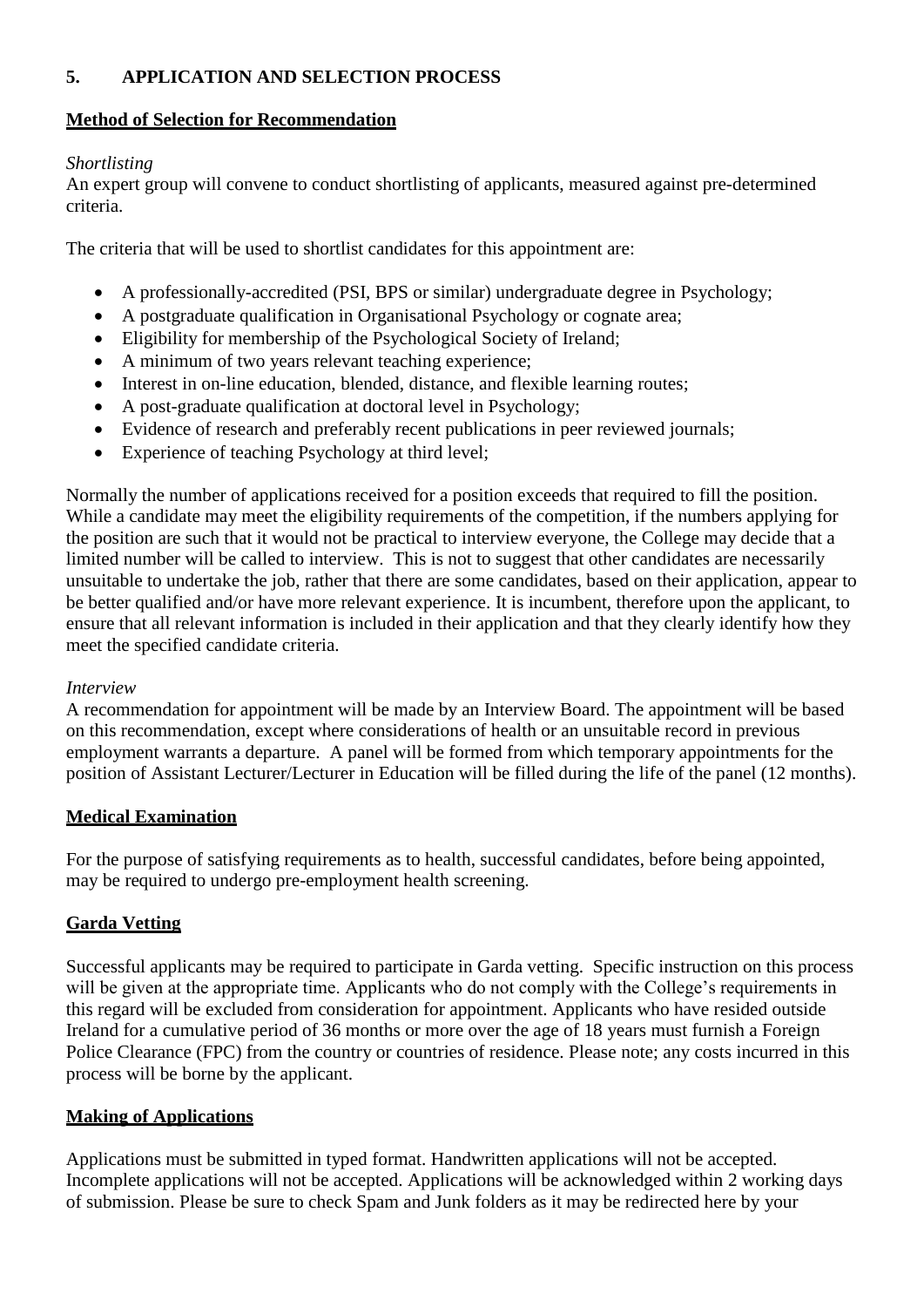## 5. APPLICATION AND SELECTION PROCESS

### Method of Selection for Recommendation

*Shortlisting*

An expert group will convene to conduct shortlisting of applicants, measured against pre-determined criteria.

The criteria that will be used to shortlist candidates for this appointment are:

- A professionally-accredited (PSI, BPS or similar) undergraduate degree in Psychology;
- A postgraduate qualification in Organisational Psychology or cognate area;
- Eligibility for membership of the Psychological Society of Ireland;
- A minimum of two years relevant teaching experience;
- Interest in on-line education, blended, distance, and flexible learning routes;
- A post-graduate qualification at doctoral level in Psychology;
- Evidence of research and preferably recent publications in peer reviewed journals;
- Experience of teaching Psychology at third level;

Normally the number of applications received for a position exceeds that required to fill the position. While a candidate may meet the eligibility requirements of the competition, if the numbers applying for the position are such that it would not be practical to interview everyone, the College may decide that a limited number will be called to interview. This is not to suggest that other candidates are necessarily unsuitable to undertake the job, rather that there are some candidates, based on their application, appear to be better qualified and/or have more relevant experience. It is incumbent, therefore upon the applicant, to ensure that all relevant information is included in their application and that they clearly identify how they meet the specified candidate criteria.

*Interview*

A recommendation for appointment will be made by an Interview Board. The appointment will be based on this recommendation, except where considerations of health or an unsuitable record in previous employment warrants a departure. A panel will be formed from which temporary appointments for the position of Assistant Lecturer/Lecturer in Education will be filled during the life of the panel (12 months).

### Medical Examination

For the purpose of satisfying requirements as to health, successful candidates, before being appointed, may be required to undergo pre-employment health screening.

### Garda Vetting

Successful applicants may be required to participate in Garda vetting. Specific instruction on this process will be given at the appropriate time. Applicants who do not comply with the College's requirements in this regard will be excluded from consideration for appointment. Applicants who have resided outside Ireland for a cumulative period of 36 months or more over the age of 18 years must furnish a Foreign Police Clearance (FPC) from the country or countries of residence. Please note; any costs incurred in this process will be borne by the applicant.

### Making of Applications

Applications must be submitted in typed format. Handwritten applications will not be accepted. Incomplete applications will not be accepted. Applications will be acknowledged within 2 working days of submission. Please be sure to check Spam and Junk folders as it may be redirected here by your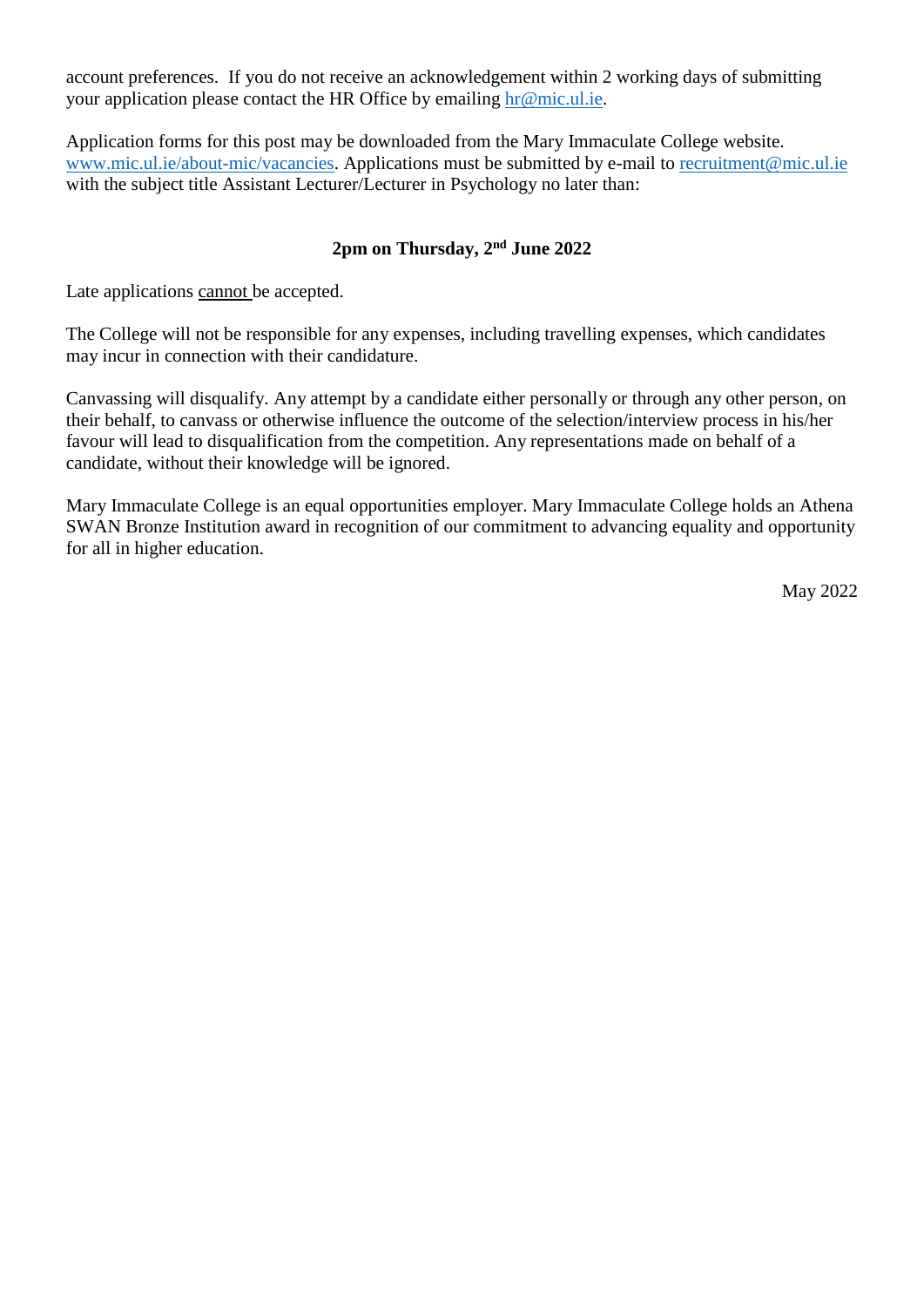account preferences. If you do not receive an acknowledgement within 2 working days of submitting your application please contact the HR Office by emailing hr@mic.ul.ie.

Application forms for this post may be downloaded from the Mary Immaculate College website. www.mic.ul.ie/about-mic/vacancies. Applications must be submitted by e-mail to recruitment@mic.ul.ie with the subject title Assistant Lecturer/Lecturer in Psychology no later than:

**2pm on Thursday, 2nd June 2022**

Late applications cannot be accepted.

The College will not be responsible for any expenses, including travelling expenses, which candidates may incur in connection with their candidature.

Canvassing will disqualify. Any attempt by a candidate either personally or through any other person, on their behalf, to canvass or otherwise influence the outcome of the selection/interview process in his/her favour will lead to disqualification from the competition. Any representations made on behalf of a candidate, without their knowledge will be ignored.

Mary Immaculate College is an equal opportunities employer. Mary Immaculate College holds an Athena SWAN Bronze Institution award in recognition of our commitment to advancing equality and opportunity for all in higher education.

May 2022